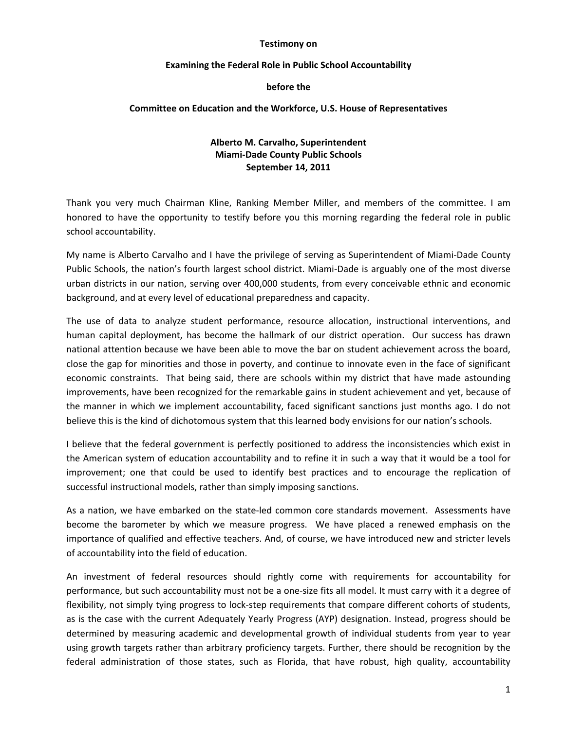**Testimony on**

**Examining the Federal Role in Public School Accountability**

**before the**

**Committee on Education and the Workforce, U.S. House of Representatives**

**Alberto M. Carvalho, Superintendent**
**Miami-Dade County Public Schools**
**September 14, 2011**

Thank you very much Chairman Kline, Ranking Member Miller, and members of the committee. I am honored to have the opportunity to testify before you this morning regarding the federal role in public school accountability.

My name is Alberto Carvalho and I have the privilege of serving as Superintendent of Miami-Dade County Public Schools, the nation's fourth largest school district. Miami-Dade is arguably one of the most diverse urban districts in our nation, serving over 400,000 students, from every conceivable ethnic and economic background, and at every level of educational preparedness and capacity.

The use of data to analyze student performance, resource allocation, instructional interventions, and human capital deployment, has become the hallmark of our district operation. Our success has drawn national attention because we have been able to move the bar on student achievement across the board, close the gap for minorities and those in poverty, and continue to innovate even in the face of significant economic constraints. That being said, there are schools within my district that have made astounding improvements, have been recognized for the remarkable gains in student achievement and yet, because of the manner in which we implement accountability, faced significant sanctions just months ago. I do not believe this is the kind of dichotomous system that this learned body envisions for our nation's schools.

I believe that the federal government is perfectly positioned to address the inconsistencies which exist in the American system of education accountability and to refine it in such a way that it would be a tool for improvement; one that could be used to identify best practices and to encourage the replication of successful instructional models, rather than simply imposing sanctions.

As a nation, we have embarked on the state-led common core standards movement. Assessments have become the barometer by which we measure progress. We have placed a renewed emphasis on the importance of qualified and effective teachers. And, of course, we have introduced new and stricter levels of accountability into the field of education.

An investment of federal resources should rightly come with requirements for accountability for performance, but such accountability must not be a one-size fits all model. It must carry with it a degree of flexibility, not simply tying progress to lock-step requirements that compare different cohorts of students, as is the case with the current Adequately Yearly Progress (AYP) designation. Instead, progress should be determined by measuring academic and developmental growth of individual students from year to year using growth targets rather than arbitrary proficiency targets. Further, there should be recognition by the federal administration of those states, such as Florida, that have robust, high quality, accountability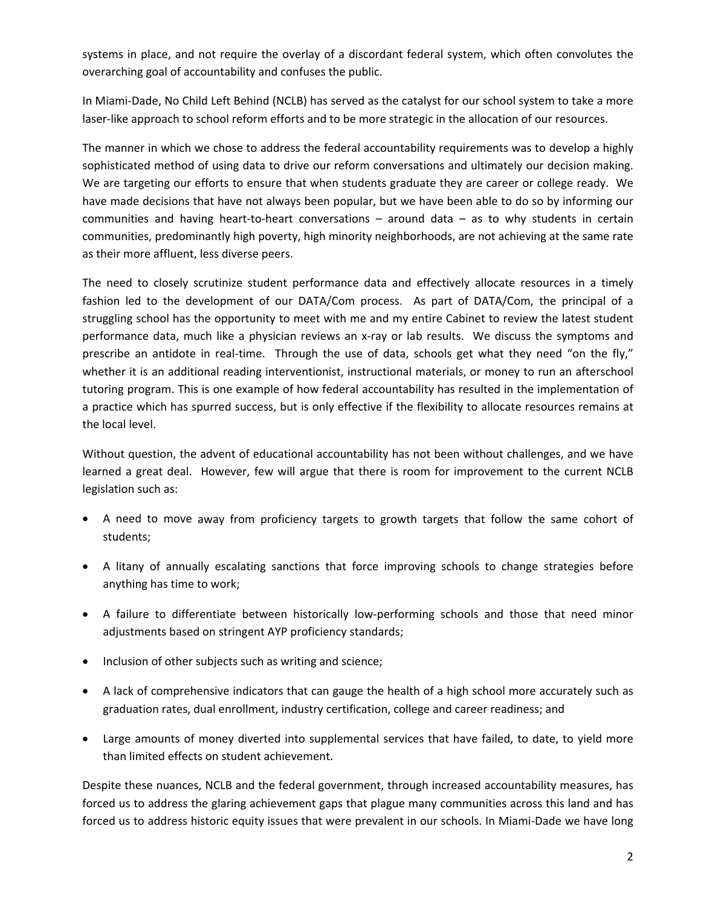systems in place, and not require the overlay of a discordant federal system, which often convolutes the overarching goal of accountability and confuses the public.

In Miami-Dade, No Child Left Behind (NCLB) has served as the catalyst for our school system to take a more laser-like approach to school reform efforts and to be more strategic in the allocation of our resources.

The manner in which we chose to address the federal accountability requirements was to develop a highly sophisticated method of using data to drive our reform conversations and ultimately our decision making. We are targeting our efforts to ensure that when students graduate they are career or college ready. We have made decisions that have not always been popular, but we have been able to do so by informing our communities and having heart-to-heart conversations – around data – as to why students in certain communities, predominantly high poverty, high minority neighborhoods, are not achieving at the same rate as their more affluent, less diverse peers.

The need to closely scrutinize student performance data and effectively allocate resources in a timely fashion led to the development of our DATA/Com process. As part of DATA/Com, the principal of a struggling school has the opportunity to meet with me and my entire Cabinet to review the latest student performance data, much like a physician reviews an x-ray or lab results. We discuss the symptoms and prescribe an antidote in real-time. Through the use of data, schools get what they need "on the fly," whether it is an additional reading interventionist, instructional materials, or money to run an afterschool tutoring program. This is one example of how federal accountability has resulted in the implementation of a practice which has spurred success, but is only effective if the flexibility to allocate resources remains at the local level.

Without question, the advent of educational accountability has not been without challenges, and we have learned a great deal. However, few will argue that there is room for improvement to the current NCLB legislation such as:

- A need to move away from proficiency targets to growth targets that follow the same cohort of students;
- A litany of annually escalating sanctions that force improving schools to change strategies before anything has time to work;
- A failure to differentiate between historically low-performing schools and those that need minor adjustments based on stringent AYP proficiency standards;
- Inclusion of other subjects such as writing and science;
- A lack of comprehensive indicators that can gauge the health of a high school more accurately such as graduation rates, dual enrollment, industry certification, college and career readiness; and
- Large amounts of money diverted into supplemental services that have failed, to date, to yield more than limited effects on student achievement.

Despite these nuances, NCLB and the federal government, through increased accountability measures, has forced us to address the glaring achievement gaps that plague many communities across this land and has forced us to address historic equity issues that were prevalent in our schools. In Miami-Dade we have long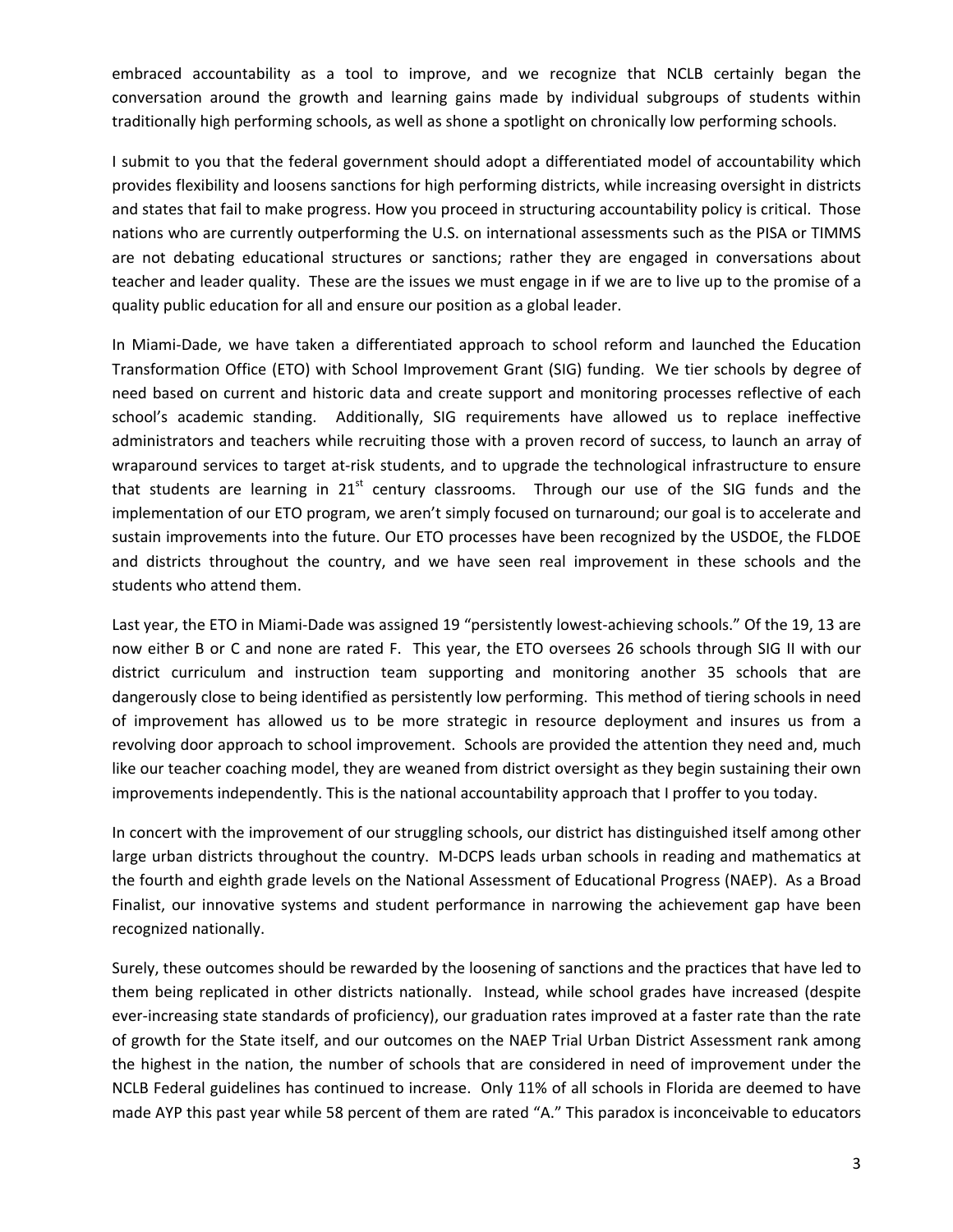embraced accountability as a tool to improve, and we recognize that NCLB certainly began the conversation around the growth and learning gains made by individual subgroups of students within traditionally high performing schools, as well as shone a spotlight on chronically low performing schools.

I submit to you that the federal government should adopt a differentiated model of accountability which provides flexibility and loosens sanctions for high performing districts, while increasing oversight in districts and states that fail to make progress. How you proceed in structuring accountability policy is critical. Those nations who are currently outperforming the U.S. on international assessments such as the PISA or TIMMS are not debating educational structures or sanctions; rather they are engaged in conversations about teacher and leader quality. These are the issues we must engage in if we are to live up to the promise of a quality public education for all and ensure our position as a global leader.

In Miami-Dade, we have taken a differentiated approach to school reform and launched the Education Transformation Office (ETO) with School Improvement Grant (SIG) funding. We tier schools by degree of need based on current and historic data and create support and monitoring processes reflective of each school's academic standing. Additionally, SIG requirements have allowed us to replace ineffective administrators and teachers while recruiting those with a proven record of success, to launch an array of wraparound services to target at-risk students, and to upgrade the technological infrastructure to ensure that students are learning in 21st century classrooms. Through our use of the SIG funds and the implementation of our ETO program, we aren't simply focused on turnaround; our goal is to accelerate and sustain improvements into the future. Our ETO processes have been recognized by the USDOE, the FLDOE and districts throughout the country, and we have seen real improvement in these schools and the students who attend them.

Last year, the ETO in Miami-Dade was assigned 19 "persistently lowest-achieving schools." Of the 19, 13 are now either B or C and none are rated F. This year, the ETO oversees 26 schools through SIG II with our district curriculum and instruction team supporting and monitoring another 35 schools that are dangerously close to being identified as persistently low performing. This method of tiering schools in need of improvement has allowed us to be more strategic in resource deployment and insures us from a revolving door approach to school improvement. Schools are provided the attention they need and, much like our teacher coaching model, they are weaned from district oversight as they begin sustaining their own improvements independently. This is the national accountability approach that I proffer to you today.

In concert with the improvement of our struggling schools, our district has distinguished itself among other large urban districts throughout the country. M-DCPS leads urban schools in reading and mathematics at the fourth and eighth grade levels on the National Assessment of Educational Progress (NAEP). As a Broad Finalist, our innovative systems and student performance in narrowing the achievement gap have been recognized nationally.

Surely, these outcomes should be rewarded by the loosening of sanctions and the practices that have led to them being replicated in other districts nationally. Instead, while school grades have increased (despite ever-increasing state standards of proficiency), our graduation rates improved at a faster rate than the rate of growth for the State itself, and our outcomes on the NAEP Trial Urban District Assessment rank among the highest in the nation, the number of schools that are considered in need of improvement under the NCLB Federal guidelines has continued to increase. Only 11% of all schools in Florida are deemed to have made AYP this past year while 58 percent of them are rated "A." This paradox is inconceivable to educators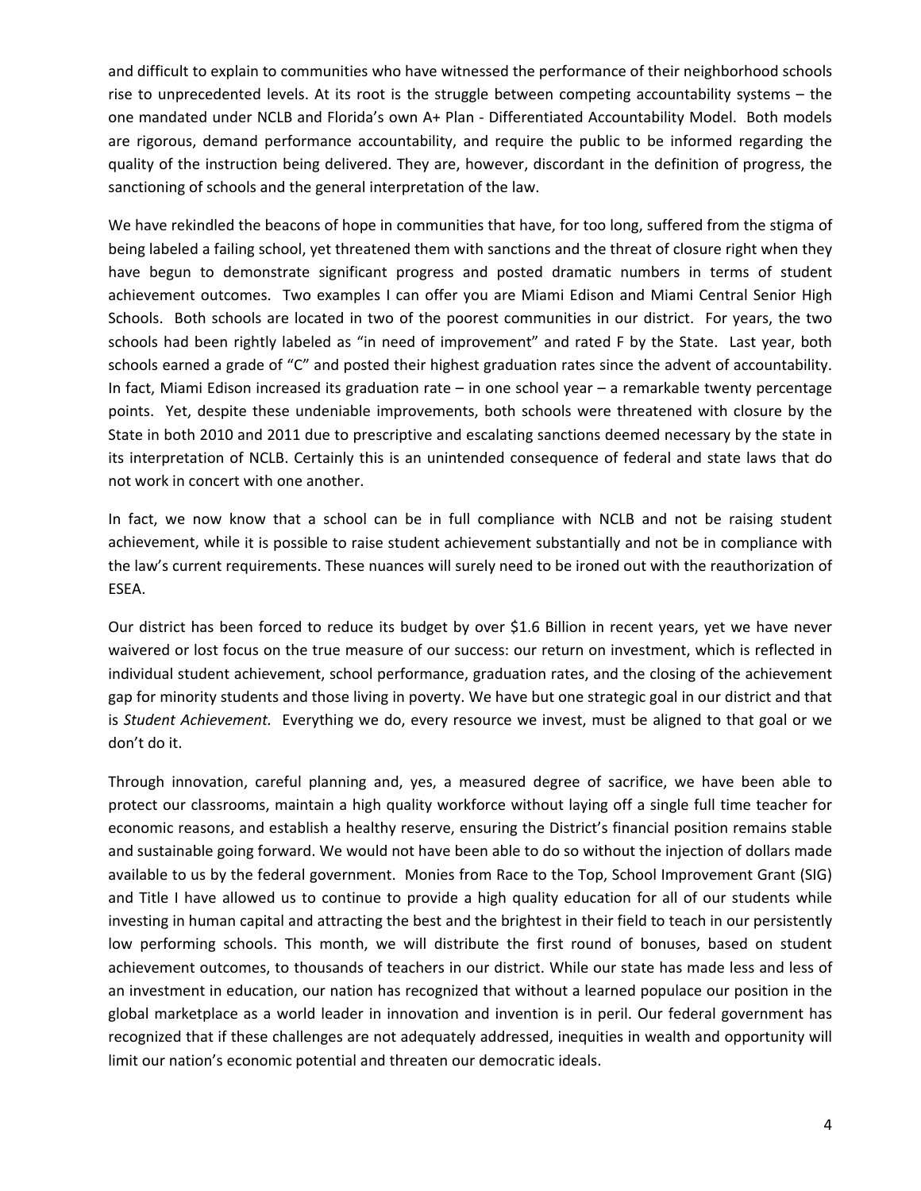and difficult to explain to communities who have witnessed the performance of their neighborhood schools rise to unprecedented levels. At its root is the struggle between competing accountability systems – the one mandated under NCLB and Florida's own A+ Plan - Differentiated Accountability Model. Both models are rigorous, demand performance accountability, and require the public to be informed regarding the quality of the instruction being delivered. They are, however, discordant in the definition of progress, the sanctioning of schools and the general interpretation of the law.

We have rekindled the beacons of hope in communities that have, for too long, suffered from the stigma of being labeled a failing school, yet threatened them with sanctions and the threat of closure right when they have begun to demonstrate significant progress and posted dramatic numbers in terms of student achievement outcomes. Two examples I can offer you are Miami Edison and Miami Central Senior High Schools. Both schools are located in two of the poorest communities in our district. For years, the two schools had been rightly labeled as "in need of improvement" and rated F by the State. Last year, both schools earned a grade of "C" and posted their highest graduation rates since the advent of accountability. In fact, Miami Edison increased its graduation rate – in one school year – a remarkable twenty percentage points. Yet, despite these undeniable improvements, both schools were threatened with closure by the State in both 2010 and 2011 due to prescriptive and escalating sanctions deemed necessary by the state in its interpretation of NCLB. Certainly this is an unintended consequence of federal and state laws that do not work in concert with one another.

In fact, we now know that a school can be in full compliance with NCLB and not be raising student achievement, while it is possible to raise student achievement substantially and not be in compliance with the law's current requirements. These nuances will surely need to be ironed out with the reauthorization of ESEA.

Our district has been forced to reduce its budget by over $1.6 Billion in recent years, yet we have never waivered or lost focus on the true measure of our success: our return on investment, which is reflected in individual student achievement, school performance, graduation rates, and the closing of the achievement gap for minority students and those living in poverty. We have but one strategic goal in our district and that is *Student Achievement.* Everything we do, every resource we invest, must be aligned to that goal or we don't do it.

Through innovation, careful planning and, yes, a measured degree of sacrifice, we have been able to protect our classrooms, maintain a high quality workforce without laying off a single full time teacher for economic reasons, and establish a healthy reserve, ensuring the District's financial position remains stable and sustainable going forward. We would not have been able to do so without the injection of dollars made available to us by the federal government. Monies from Race to the Top, School Improvement Grant (SIG) and Title I have allowed us to continue to provide a high quality education for all of our students while investing in human capital and attracting the best and the brightest in their field to teach in our persistently low performing schools. This month, we will distribute the first round of bonuses, based on student achievement outcomes, to thousands of teachers in our district. While our state has made less and less of an investment in education, our nation has recognized that without a learned populace our position in the global marketplace as a world leader in innovation and invention is in peril. Our federal government has recognized that if these challenges are not adequately addressed, inequities in wealth and opportunity will limit our nation's economic potential and threaten our democratic ideals.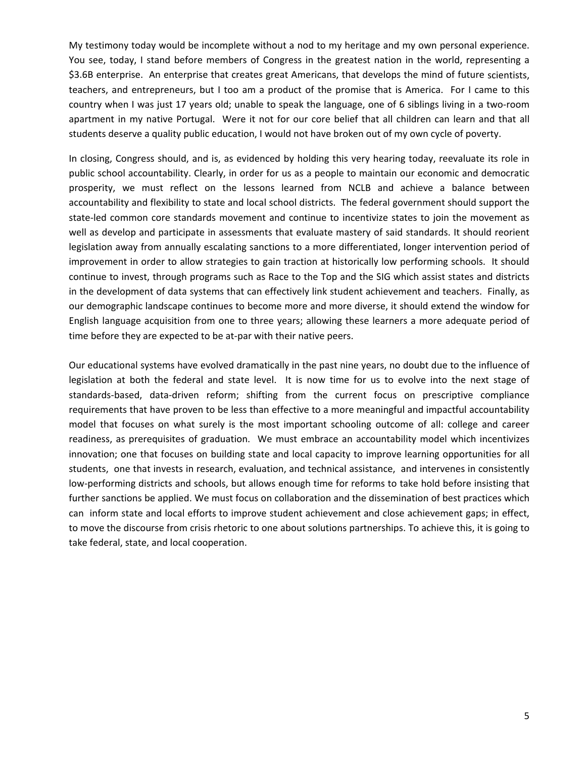My testimony today would be incomplete without a nod to my heritage and my own personal experience. You see, today, I stand before members of Congress in the greatest nation in the world, representing a $3.6B enterprise. An enterprise that creates great Americans, that develops the mind of future scientists, teachers, and entrepreneurs, but I too am a product of the promise that is America. For I came to this country when I was just 17 years old; unable to speak the language, one of 6 siblings living in a two-room apartment in my native Portugal. Were it not for our core belief that all children can learn and that all students deserve a quality public education, I would not have broken out of my own cycle of poverty.

In closing, Congress should, and is, as evidenced by holding this very hearing today, reevaluate its role in public school accountability. Clearly, in order for us as a people to maintain our economic and democratic prosperity, we must reflect on the lessons learned from NCLB and achieve a balance between accountability and flexibility to state and local school districts. The federal government should support the state-led common core standards movement and continue to incentivize states to join the movement as well as develop and participate in assessments that evaluate mastery of said standards. It should reorient legislation away from annually escalating sanctions to a more differentiated, longer intervention period of improvement in order to allow strategies to gain traction at historically low performing schools. It should continue to invest, through programs such as Race to the Top and the SIG which assist states and districts in the development of data systems that can effectively link student achievement and teachers. Finally, as our demographic landscape continues to become more and more diverse, it should extend the window for English language acquisition from one to three years; allowing these learners a more adequate period of time before they are expected to be at-par with their native peers.

Our educational systems have evolved dramatically in the past nine years, no doubt due to the influence of legislation at both the federal and state level. It is now time for us to evolve into the next stage of standards-based, data-driven reform; shifting from the current focus on prescriptive compliance requirements that have proven to be less than effective to a more meaningful and impactful accountability model that focuses on what surely is the most important schooling outcome of all: college and career readiness, as prerequisites of graduation. We must embrace an accountability model which incentivizes innovation; one that focuses on building state and local capacity to improve learning opportunities for all students, one that invests in research, evaluation, and technical assistance, and intervenes in consistently low-performing districts and schools, but allows enough time for reforms to take hold before insisting that further sanctions be applied. We must focus on collaboration and the dissemination of best practices which can inform state and local efforts to improve student achievement and close achievement gaps; in effect, to move the discourse from crisis rhetoric to one about solutions partnerships. To achieve this, it is going to take federal, state, and local cooperation.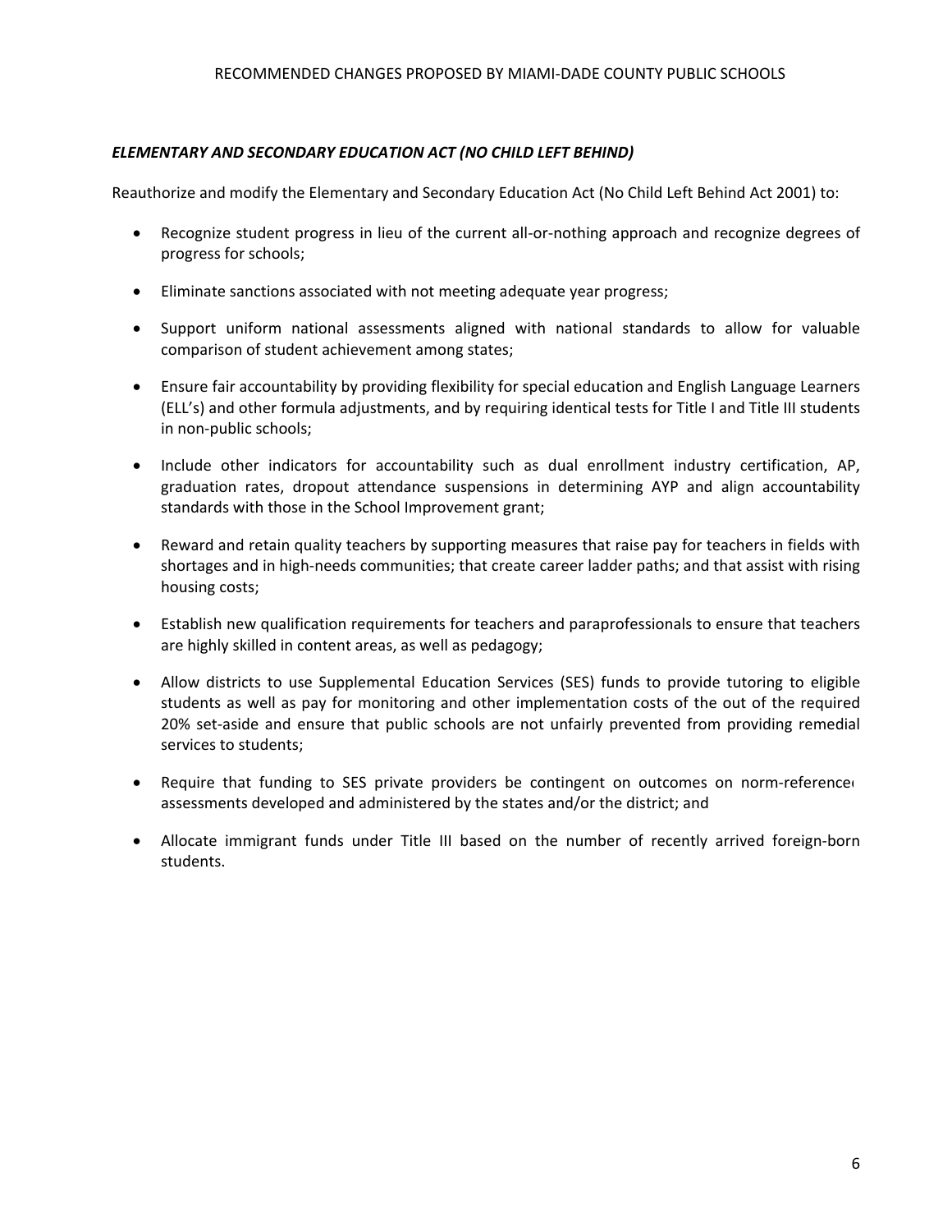### *ELEMENTARY AND SECONDARY EDUCATION ACT (NO CHILD LEFT BEHIND)*

Reauthorize and modify the Elementary and Secondary Education Act (No Child Left Behind Act 2001) to:

- Recognize student progress in lieu of the current all-or-nothing approach and recognize degrees of progress for schools;
- Eliminate sanctions associated with not meeting adequate year progress;
- Support uniform national assessments aligned with national standards to allow for valuable comparison of student achievement among states;
- Ensure fair accountability by providing flexibility for special education and English Language Learners (ELL's) and other formula adjustments, and by requiring identical tests for Title I and Title III students in non-public schools;
- Include other indicators for accountability such as dual enrollment industry certification, AP, graduation rates, dropout attendance suspensions in determining AYP and align accountability standards with those in the School Improvement grant;
- Reward and retain quality teachers by supporting measures that raise pay for teachers in fields with shortages and in high-needs communities; that create career ladder paths; and that assist with rising housing costs;
- Establish new qualification requirements for teachers and paraprofessionals to ensure that teachers are highly skilled in content areas, as well as pedagogy;
- Allow districts to use Supplemental Education Services (SES) funds to provide tutoring to eligible students as well as pay for monitoring and other implementation costs of the out of the required 20% set-aside and ensure that public schools are not unfairly prevented from providing remedial services to students;
- Require that funding to SES private providers be contingent on outcomes on norm-referenced assessments developed and administered by the states and/or the district; and
- Allocate immigrant funds under Title III based on the number of recently arrived foreign-born students.